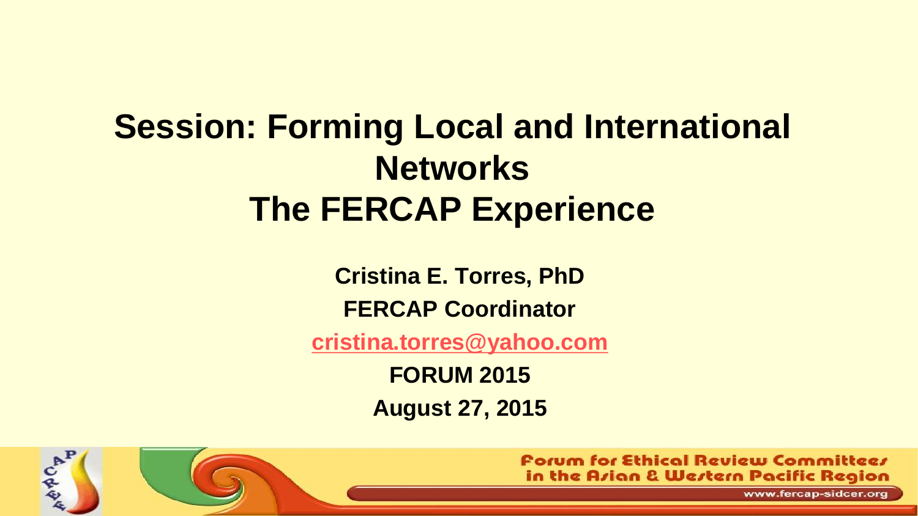# Session: Forming Local and International Networks
# The FERCAP Experience

**Cristina E. Torres, PhD**

**FERCAP Coordinator**

**cristina.torres@yahoo.com**

**FORUM 2015**

**August 27, 2015**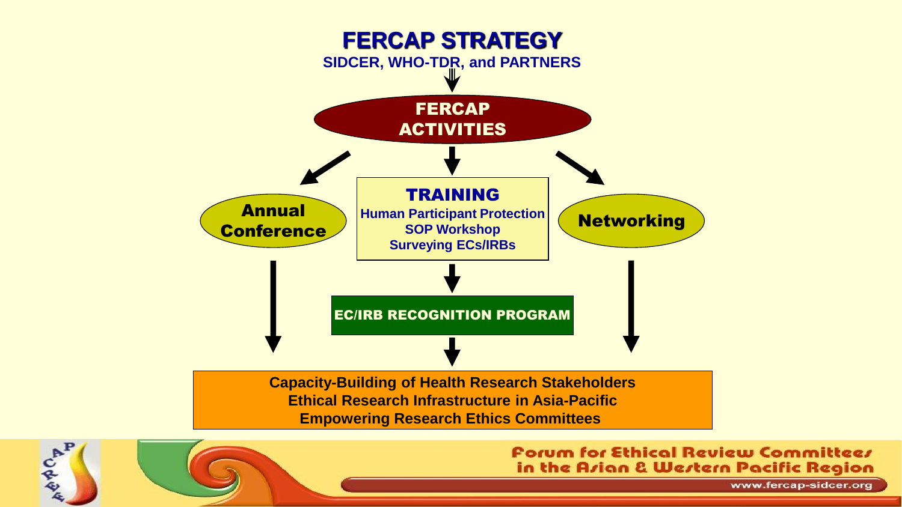# FERCAP STRATEGY

**SIDCER, WHO-TDR, and PARTNERS**

**FERCAP ACTIVITIES**

**Annual Conference**

**TRAINING**

- Human Participant Protection
- SOP Workshop
- Surveying ECs/IRBs

**Networking**

**EC/IRB RECOGNITION PROGRAM**

**Capacity-Building of Health Research Stakeholders**
**Ethical Research Infrastructure in Asia-Pacific**
**Empowering Research Ethics Committees**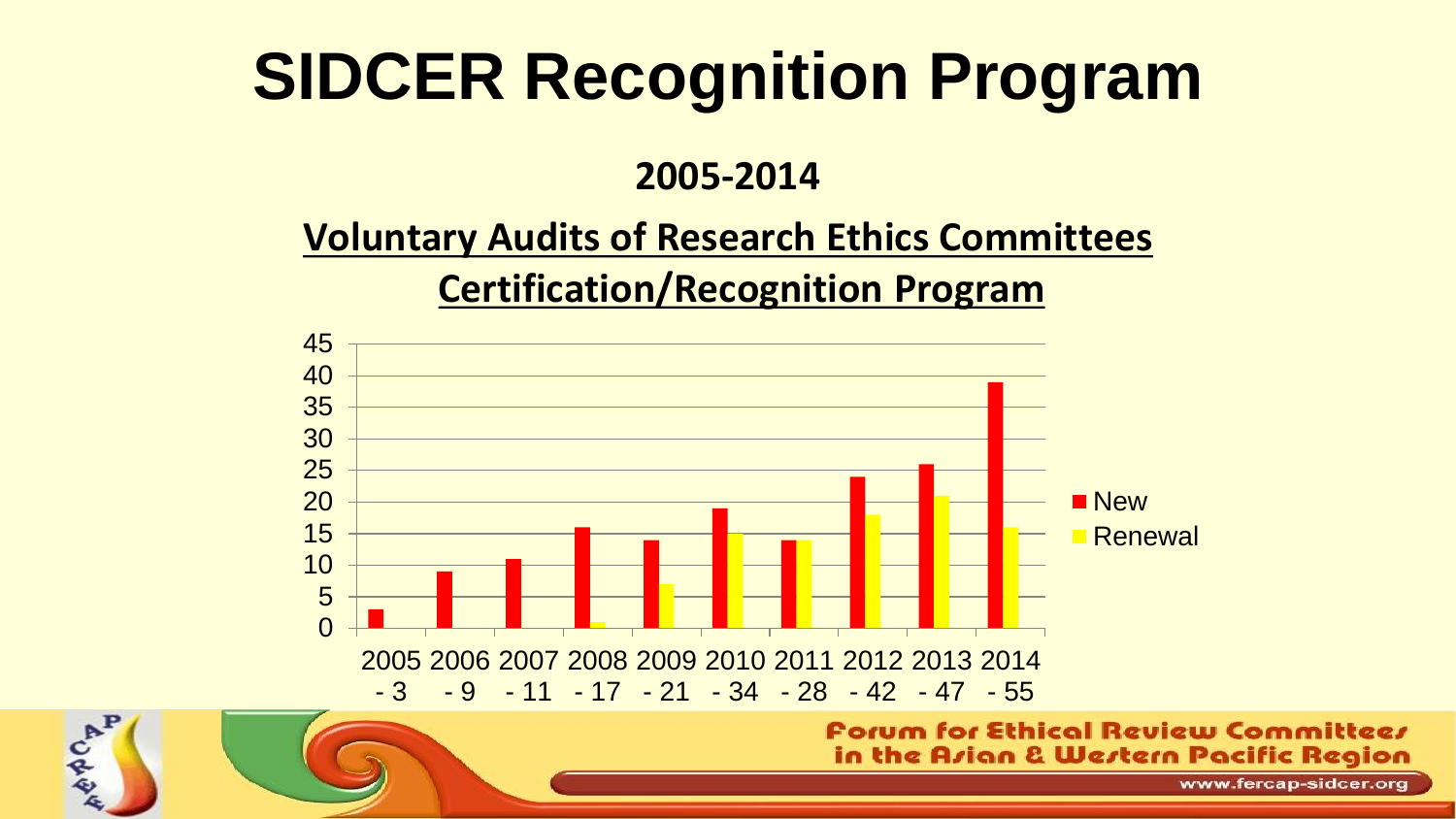# SIDCER Recognition Program

**2005-2014**

**Voluntary Audits of Research Ethics Committees**

**Certification/Recognition Program**

| Year | New | Renewal |
|---|---|---|
| 2005 - 3 | 3 | 0 |
| 2006 - 9 | 9 | 0 |
| 2007 - 11 | 11 | 0 |
| 2008 - 17 | 16 | 1 |
| 2009 - 21 | 14 | 7 |
| 2010 - 34 | 19 | 15 |
| 2011 - 28 | 14 | 14 |
| 2012 - 42 | 24 | 18 |
| 2013 - 47 | 26 | 21 |
| 2014 - 55 | 39 | 16 |

Forum for Ethical Review Committees in the Asian & Western Pacific Region

www.fercap-sidcer.org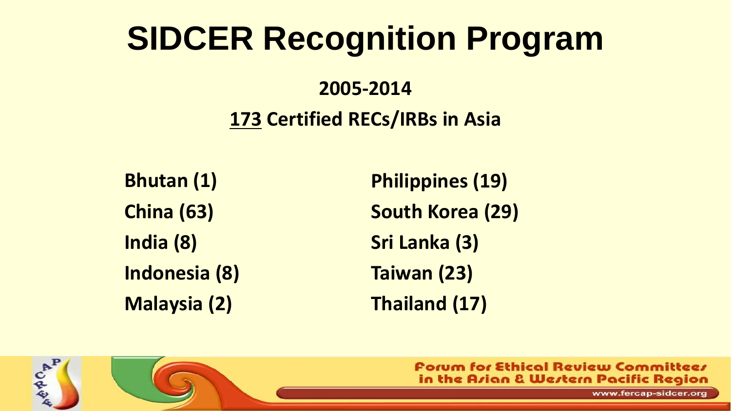# SIDCER Recognition Program

**2005-2014**

**173 Certified RECs/IRBs in Asia**

**Bhutan (1)**
**China (63)**
**India (8)**
**Indonesia (8)**
**Malaysia (2)**
**Philippines (19)**
**South Korea (29)**
**Sri Lanka (3)**
**Taiwan (23)**
**Thailand (17)**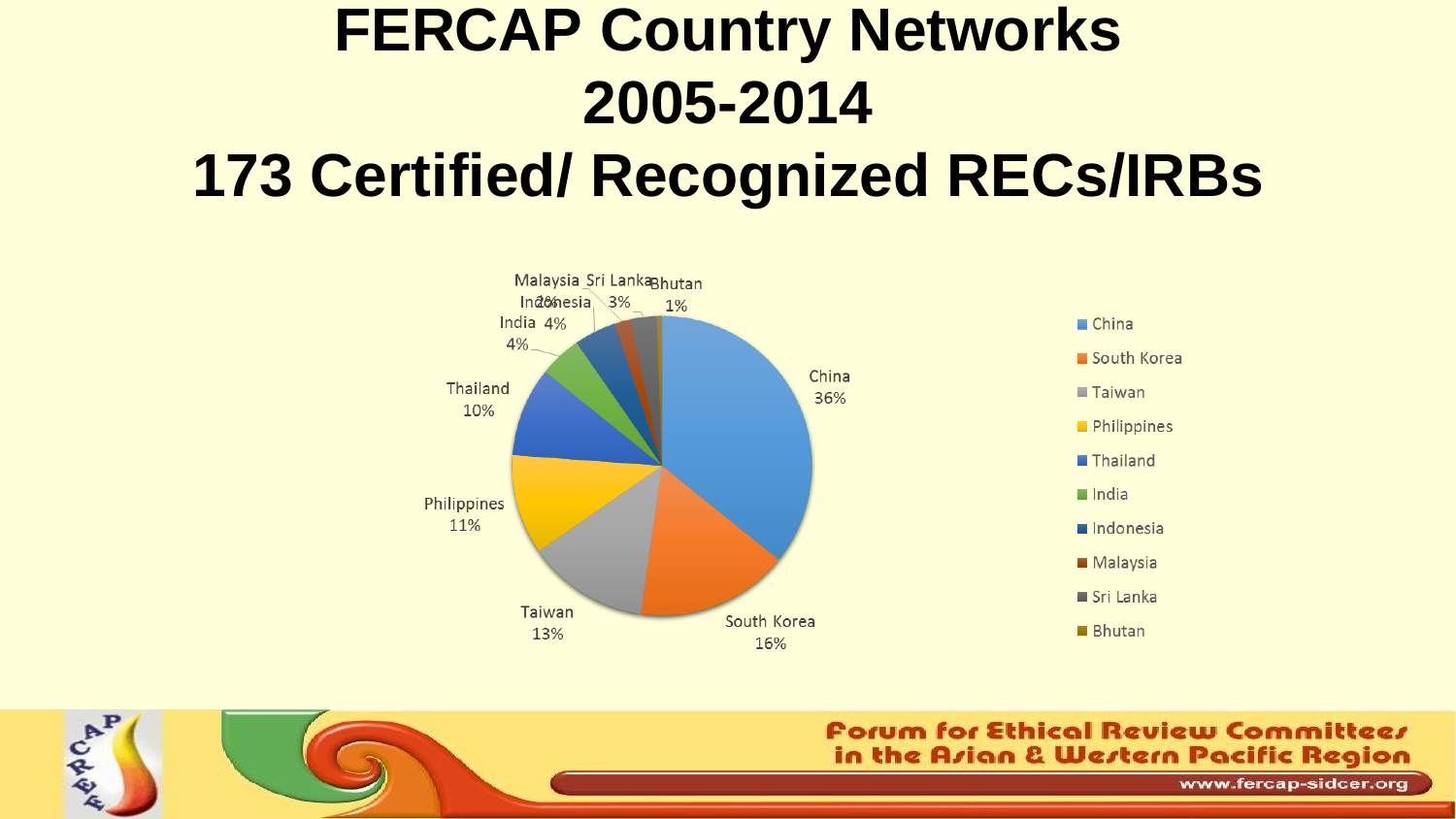# FERCAP Country Networks 2005-2014

# 173 Certified/ Recognized RECs/IRBs

| Country | Percentage |
| --- | --- |
| China | 36% |
| South Korea | 16% |
| Taiwan | 13% |
| Philippines | 11% |
| Thailand | 10% |
| India | 4% |
| Indonesia | 4% |
| Malaysia | 2% |
| Sri Lanka | 3% |
| Bhutan | 1% |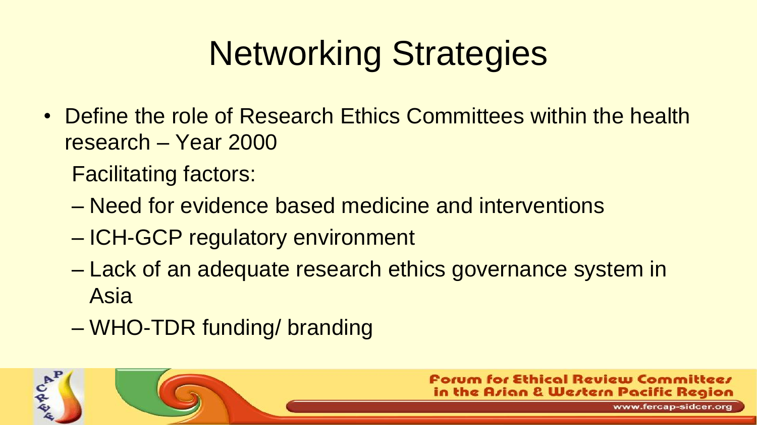# Networking Strategies

- Define the role of Research Ethics Committees within the health research – Year 2000

  Facilitating factors:

  - Need for evidence based medicine and interventions
  - ICH-GCP regulatory environment
  - Lack of an adequate research ethics governance system in Asia
  - WHO-TDR funding/ branding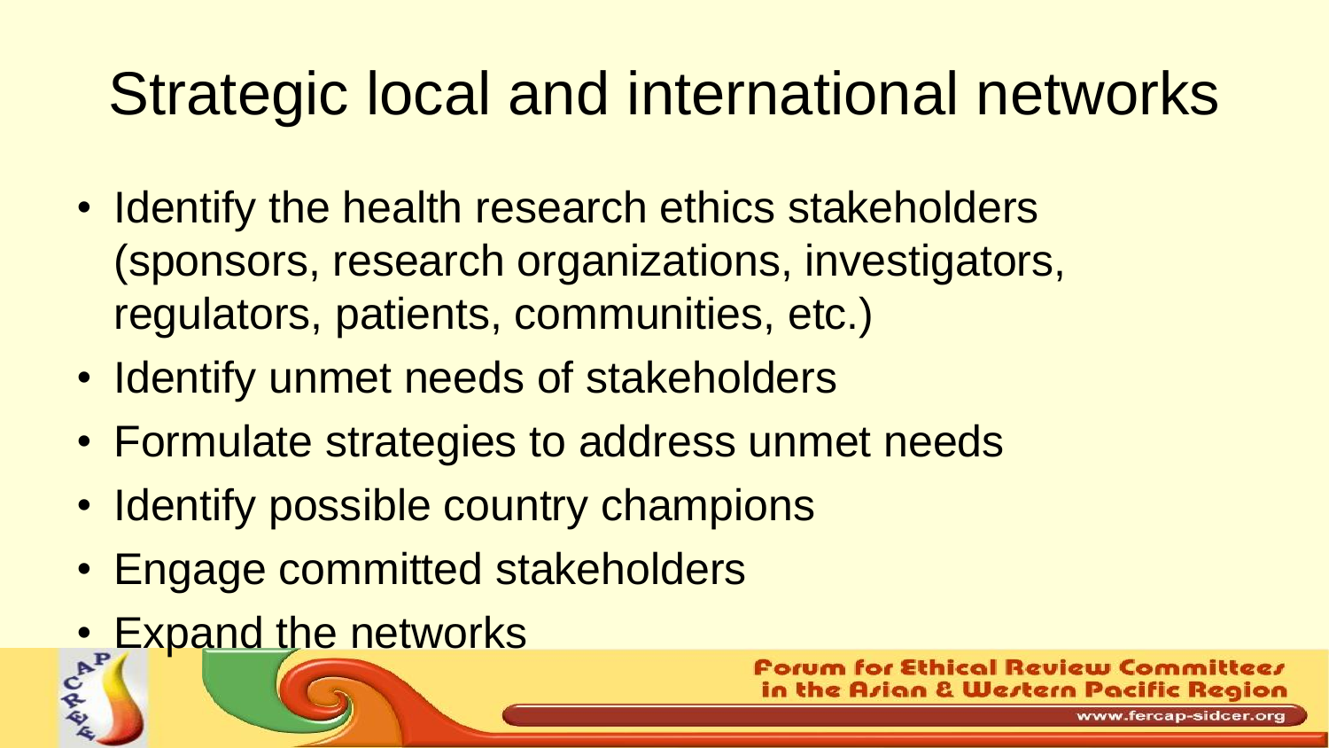# Strategic local and international networks

- Identify the health research ethics stakeholders (sponsors, research organizations, investigators, regulators, patients, communities, etc.)
- Identify unmet needs of stakeholders
- Formulate strategies to address unmet needs
- Identify possible country champions
- Engage committed stakeholders
- Expand the networks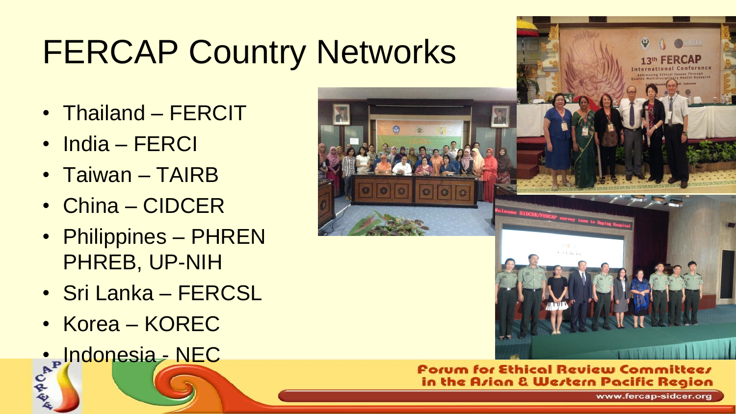# FERCAP Country Networks

- Thailand – FERCIT
- India – FERCI
- Taiwan – TAIRB
- China – CIDCER
- Philippines – PHREN PHREB, UP-NIH
- Sri Lanka – FERCSL
- Korea – KOREC
- Indonesia - NEC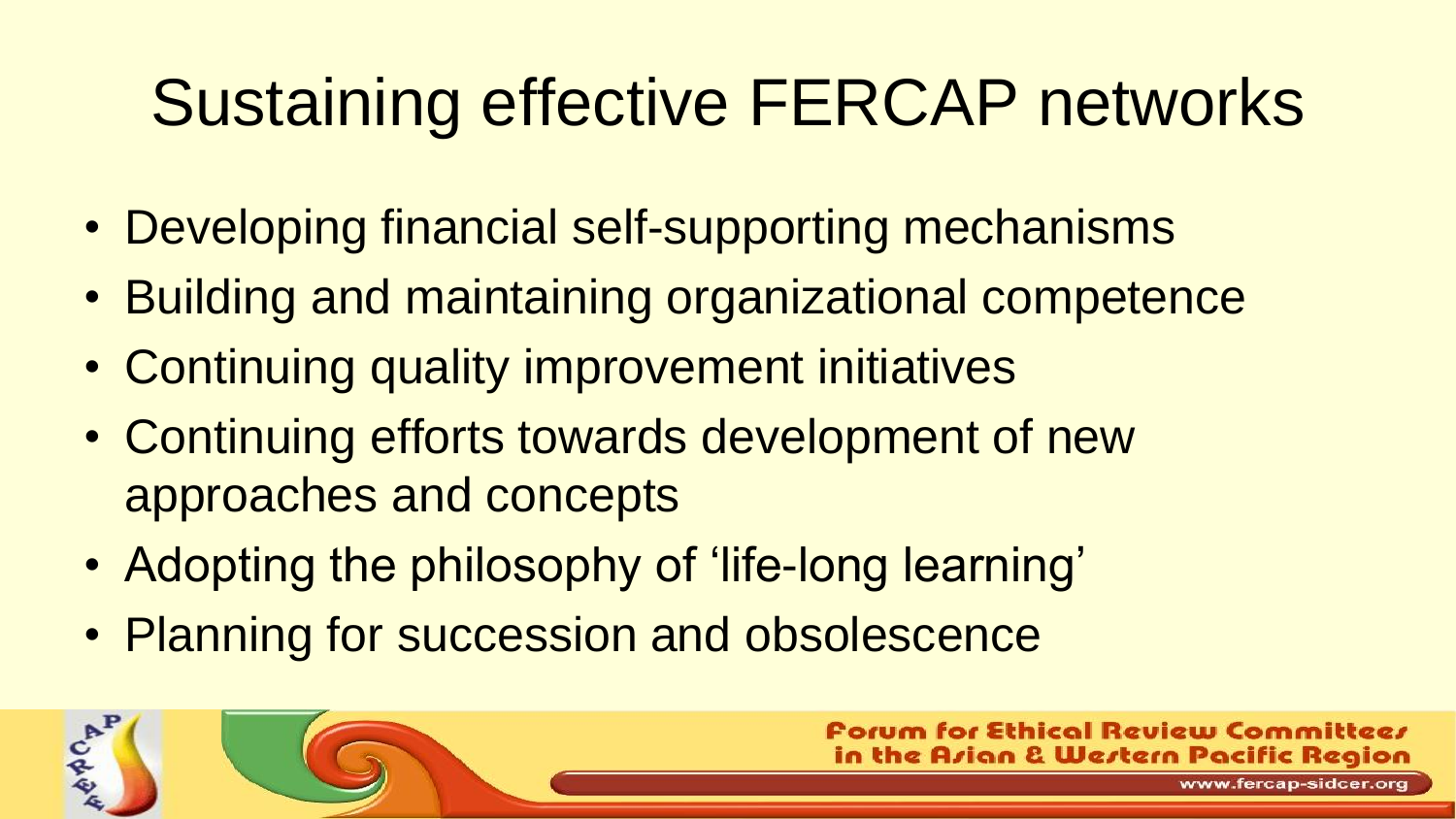# Sustaining effective FERCAP networks

- Developing financial self-supporting mechanisms
- Building and maintaining organizational competence
- Continuing quality improvement initiatives
- Continuing efforts towards development of new approaches and concepts
- Adopting the philosophy of 'life-long learning'
- Planning for succession and obsolescence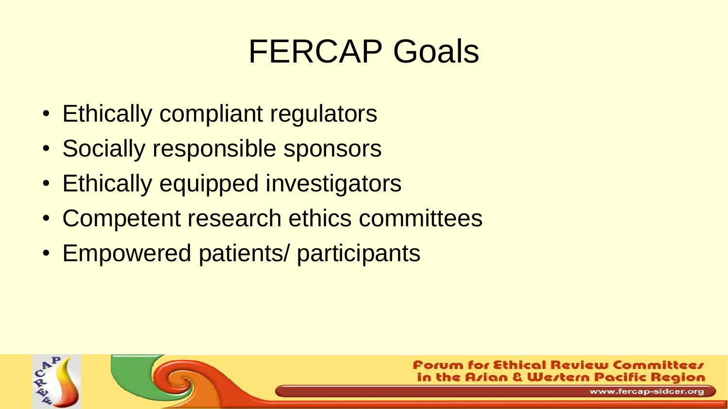# FERCAP Goals

- Ethically compliant regulators
- Socially responsible sponsors
- Ethically equipped investigators
- Competent research ethics committees
- Empowered patients/ participants